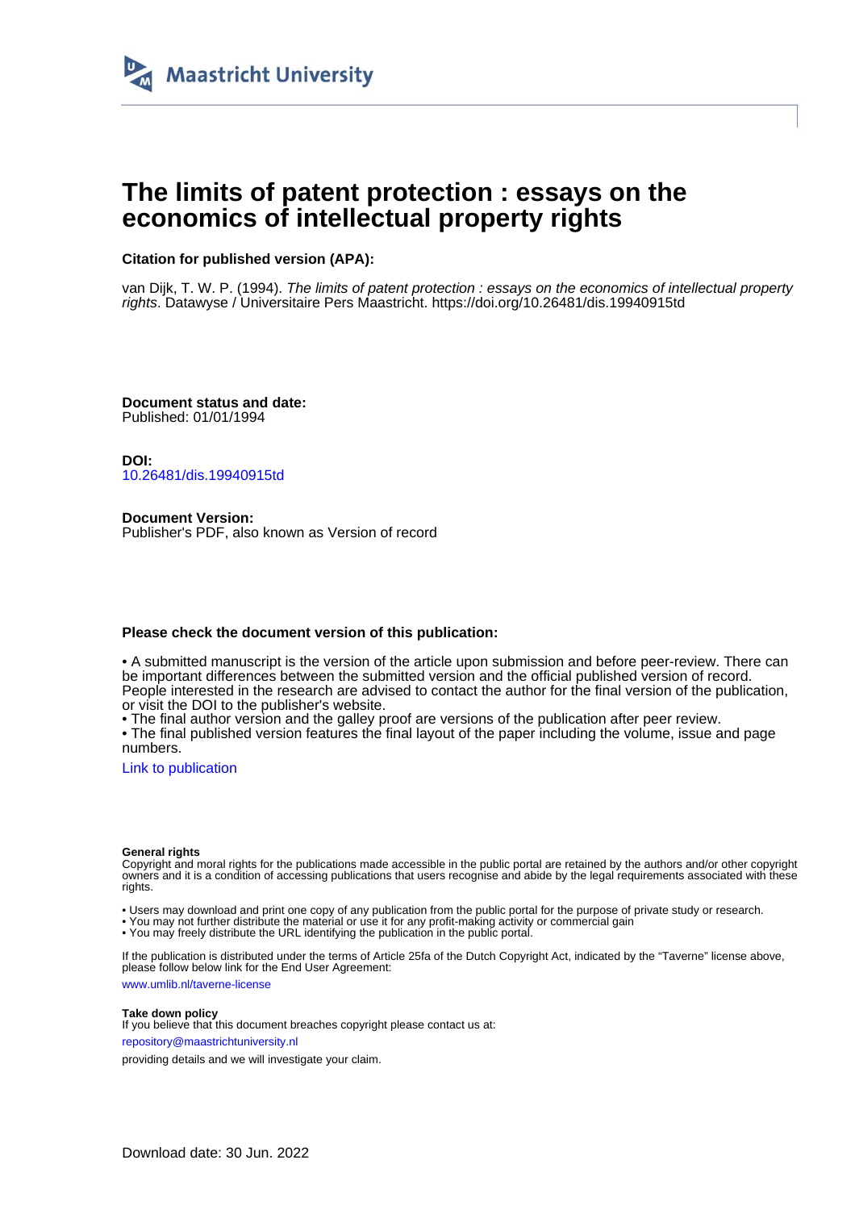Maastricht University

# The limits of patent protection : essays on the economics of intellectual property rights

**Citation for published version (APA):**

van Dijk, T. W. P. (1994). *The limits of patent protection : essays on the economics of intellectual property rights*. Datawyse / Universitaire Pers Maastricht. https://doi.org/10.26481/dis.19940915td

**Document status and date:**
Published: 01/01/1994

**DOI:**
10.26481/dis.19940915td

**Document Version:**
Publisher's PDF, also known as Version of record

**Please check the document version of this publication:**

• A submitted manuscript is the version of the article upon submission and before peer-review. There can be important differences between the submitted version and the official published version of record. People interested in the research are advised to contact the author for the final version of the publication, or visit the DOI to the publisher's website.
• The final author version and the galley proof are versions of the publication after peer review.
• The final published version features the final layout of the paper including the volume, issue and page numbers.

Link to publication

**General rights**
Copyright and moral rights for the publications made accessible in the public portal are retained by the authors and/or other copyright owners and it is a condition of accessing publications that users recognise and abide by the legal requirements associated with these rights.

• Users may download and print one copy of any publication from the public portal for the purpose of private study or research.
• You may not further distribute the material or use it for any profit-making activity or commercial gain
• You may freely distribute the URL identifying the publication in the public portal.

If the publication is distributed under the terms of Article 25fa of the Dutch Copyright Act, indicated by the "Taverne" license above, please follow below link for the End User Agreement:

www.umlib.nl/taverne-license

**Take down policy**
If you believe that this document breaches copyright please contact us at:

repository@maastrichtuniversity.nl

providing details and we will investigate your claim.

Download date: 30 Jun. 2022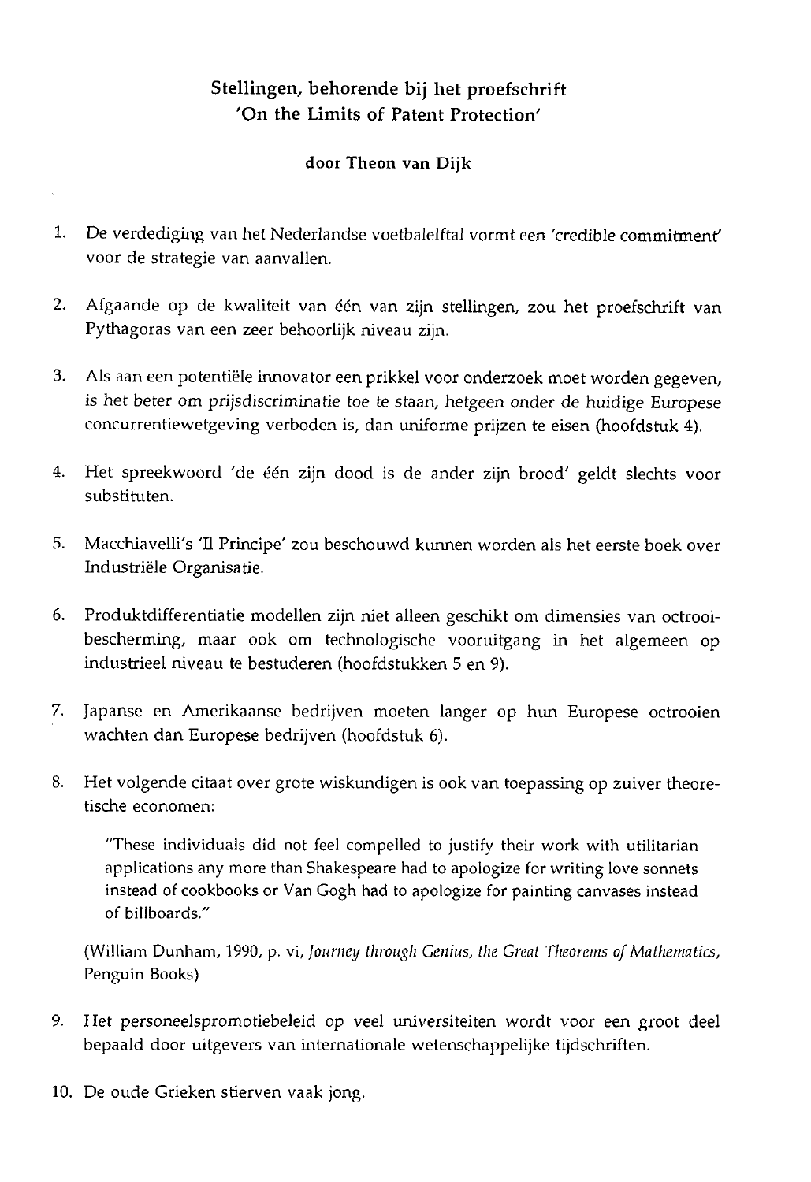# Stellingen, behorende bij het proefschrift 'On the Limits of Patent Protection'

**door Theon van Dijk**

1. De verdediging van het Nederlandse voetbalelftal vormt een 'credible commitment' voor de strategie van aanvallen.

2. Afgaande op de kwaliteit van één van zijn stellingen, zou het proefschrift van Pythagoras van een zeer behoorlijk niveau zijn.

3. Als aan een potentiële innovator een prikkel voor onderzoek moet worden gegeven, is het beter om prijsdiscriminatie toe te staan, hetgeen onder de huidige Europese concurrentiewetgeving verboden is, dan uniforme prijzen te eisen (hoofdstuk 4).

4. Het spreekwoord 'de één zijn dood is de ander zijn brood' geldt slechts voor substituten.

5. Macchiavelli's 'Il Principe' zou beschouwd kunnen worden als het eerste boek over Industriële Organisatie.

6. Produktdifferentiatie modellen zijn niet alleen geschikt om dimensies van octrooibescherming, maar ook om technologische vooruitgang in het algemeen op industrieel niveau te bestuderen (hoofdstukken 5 en 9).

7. Japanse en Amerikaanse bedrijven moeten langer op hun Europese octrooien wachten dan Europese bedrijven (hoofdstuk 6).

8. Het volgende citaat over grote wiskundigen is ook van toepassing op zuiver theoretische economen:

   > "These individuals did not feel compelled to justify their work with utilitarian applications any more than Shakespeare had to apologize for writing love sonnets instead of cookbooks or Van Gogh had to apologize for painting canvases instead of billboards."

   (William Dunham, 1990, p. vi, *Journey through Genius, the Great Theorems of Mathematics*, Penguin Books)

9. Het personeelspromotiebeleid op veel universiteiten wordt voor een groot deel bepaald door uitgevers van internationale wetenschappelijke tijdschriften.

10. De oude Grieken stierven vaak jong.